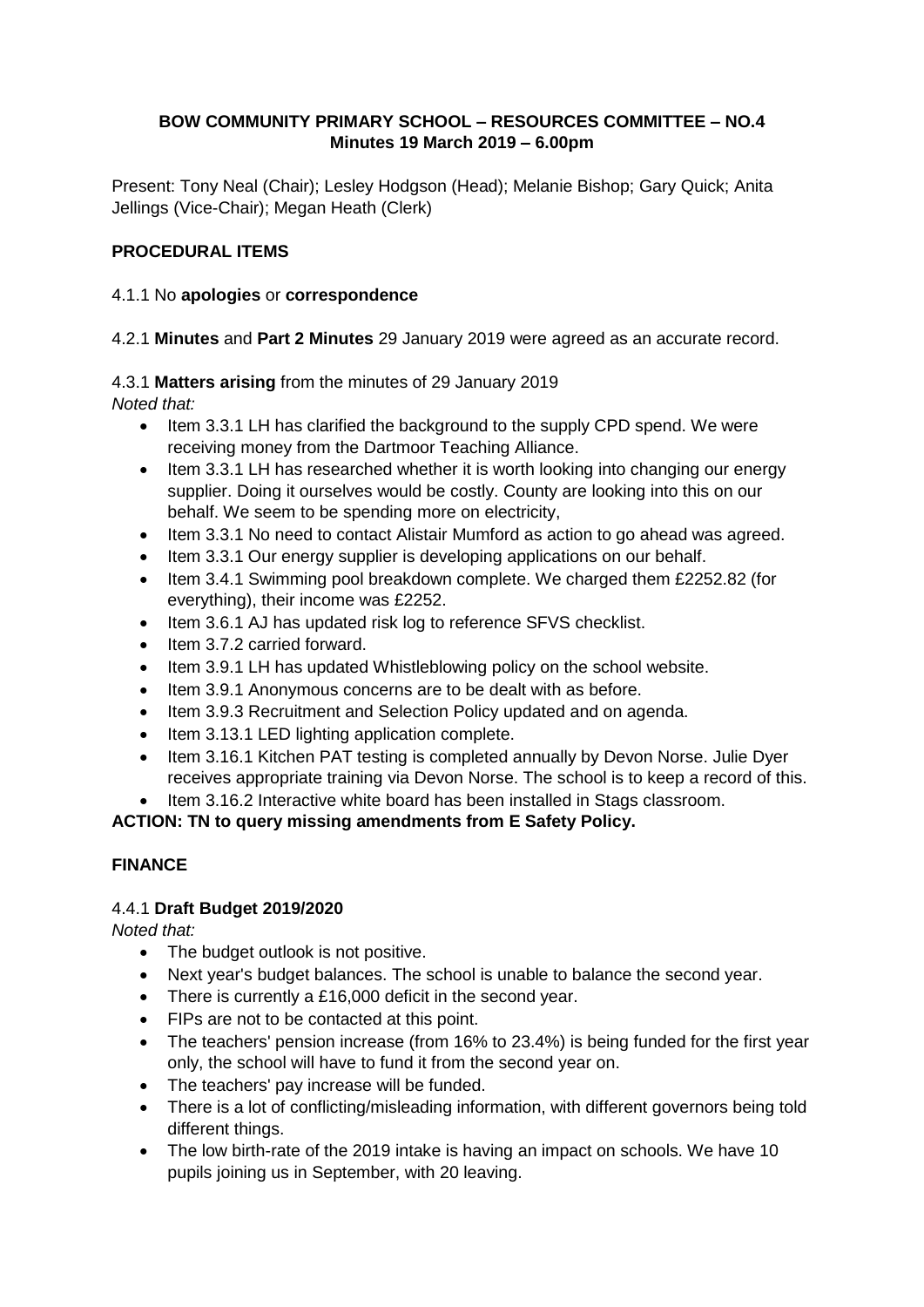# BOW COMMUNITY PRIMARY SCHOOL – RESOURCES COMMITTEE – NO.4
## Minutes 19 March 2019 – 6.00pm

Present: Tony Neal (Chair); Lesley Hodgson (Head); Melanie Bishop; Gary Quick; Anita Jellings (Vice-Chair); Megan Heath (Clerk)

## PROCEDURAL ITEMS

4.1.1 No **apologies** or **correspondence**

4.2.1 **Minutes** and **Part 2 Minutes** 29 January 2019 were agreed as an accurate record.

4.3.1 **Matters arising** from the minutes of 29 January 2019

*Noted that:*

- Item 3.3.1 LH has clarified the background to the supply CPD spend. We were receiving money from the Dartmoor Teaching Alliance.
- Item 3.3.1 LH has researched whether it is worth looking into changing our energy supplier. Doing it ourselves would be costly. County are looking into this on our behalf. We seem to be spending more on electricity,
- Item 3.3.1 No need to contact Alistair Mumford as action to go ahead was agreed.
- Item 3.3.1 Our energy supplier is developing applications on our behalf.
- Item 3.4.1 Swimming pool breakdown complete. We charged them £2252.82 (for everything), their income was £2252.
- Item 3.6.1 AJ has updated risk log to reference SFVS checklist.
- Item 3.7.2 carried forward.
- Item 3.9.1 LH has updated Whistleblowing policy on the school website.
- Item 3.9.1 Anonymous concerns are to be dealt with as before.
- Item 3.9.3 Recruitment and Selection Policy updated and on agenda.
- Item 3.13.1 LED lighting application complete.
- Item 3.16.1 Kitchen PAT testing is completed annually by Devon Norse. Julie Dyer receives appropriate training via Devon Norse. The school is to keep a record of this.
- Item 3.16.2 Interactive white board has been installed in Stags classroom.

**ACTION: TN to query missing amendments from E Safety Policy.**

## FINANCE

4.4.1 **Draft Budget 2019/2020**

*Noted that:*

- The budget outlook is not positive.
- Next year's budget balances. The school is unable to balance the second year.
- There is currently a £16,000 deficit in the second year.
- FIPs are not to be contacted at this point.
- The teachers' pension increase (from 16% to 23.4%) is being funded for the first year only, the school will have to fund it from the second year on.
- The teachers' pay increase will be funded.
- There is a lot of conflicting/misleading information, with different governors being told different things.
- The low birth-rate of the 2019 intake is having an impact on schools. We have 10 pupils joining us in September, with 20 leaving.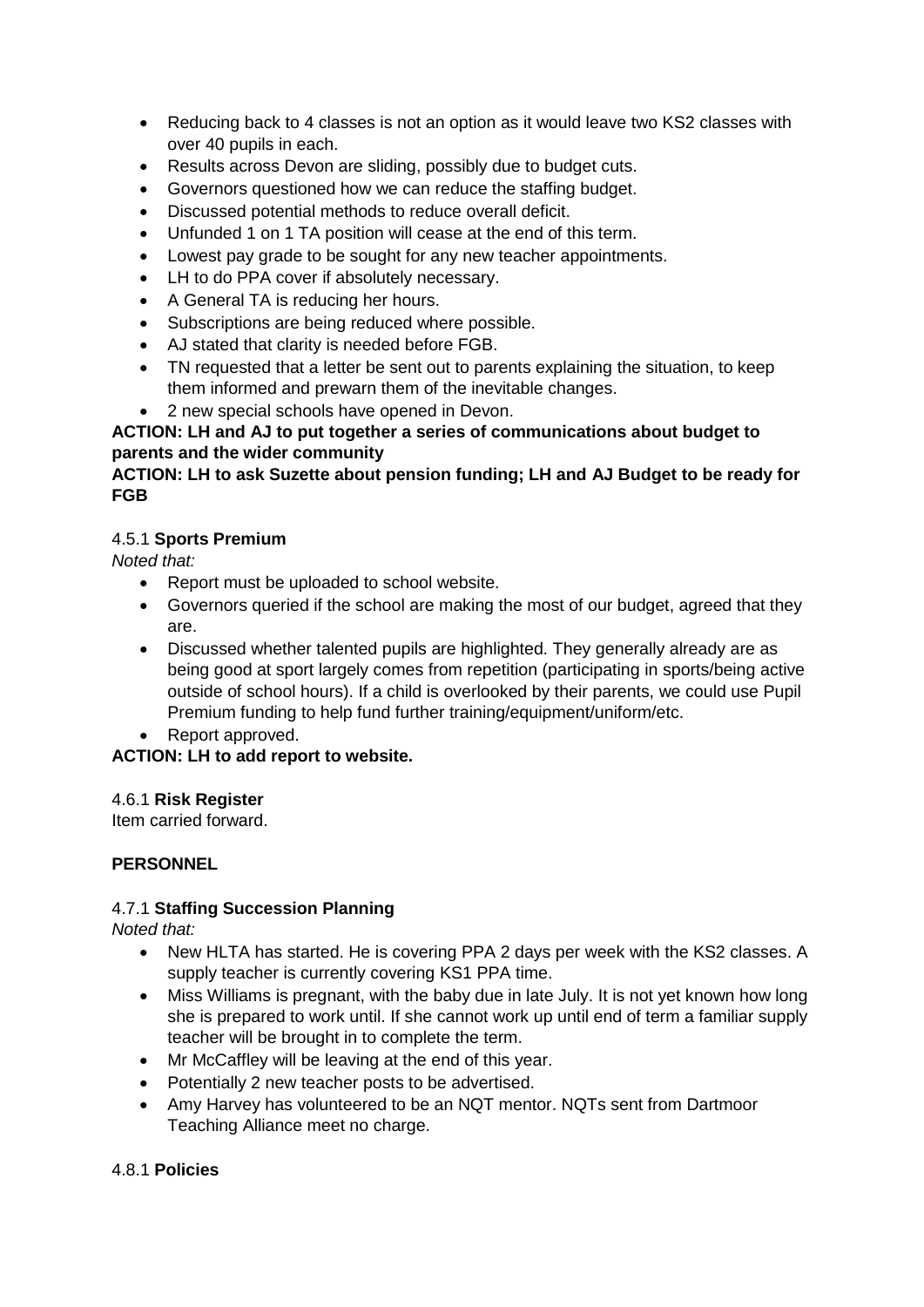- Reducing back to 4 classes is not an option as it would leave two KS2 classes with over 40 pupils in each.
- Results across Devon are sliding, possibly due to budget cuts.
- Governors questioned how we can reduce the staffing budget.
- Discussed potential methods to reduce overall deficit.
- Unfunded 1 on 1 TA position will cease at the end of this term.
- Lowest pay grade to be sought for any new teacher appointments.
- LH to do PPA cover if absolutely necessary.
- A General TA is reducing her hours.
- Subscriptions are being reduced where possible.
- AJ stated that clarity is needed before FGB.
- TN requested that a letter be sent out to parents explaining the situation, to keep them informed and prewarn them of the inevitable changes.
- 2 new special schools have opened in Devon.

**ACTION: LH and AJ to put together a series of communications about budget to parents and the wider community**

**ACTION: LH to ask Suzette about pension funding; LH and AJ Budget to be ready for FGB**

4.5.1 **Sports Premium**

*Noted that:*

- Report must be uploaded to school website.
- Governors queried if the school are making the most of our budget, agreed that they are.
- Discussed whether talented pupils are highlighted. They generally already are as being good at sport largely comes from repetition (participating in sports/being active outside of school hours). If a child is overlooked by their parents, we could use Pupil Premium funding to help fund further training/equipment/uniform/etc.
- Report approved.

**ACTION: LH to add report to website.**

4.6.1 **Risk Register**

Item carried forward.

**PERSONNEL**

4.7.1 **Staffing Succession Planning**

*Noted that:*

- New HLTA has started. He is covering PPA 2 days per week with the KS2 classes. A supply teacher is currently covering KS1 PPA time.
- Miss Williams is pregnant, with the baby due in late July. It is not yet known how long she is prepared to work until. If she cannot work up until end of term a familiar supply teacher will be brought in to complete the term.
- Mr McCaffley will be leaving at the end of this year.
- Potentially 2 new teacher posts to be advertised.
- Amy Harvey has volunteered to be an NQT mentor. NQTs sent from Dartmoor Teaching Alliance meet no charge.

4.8.1 **Policies**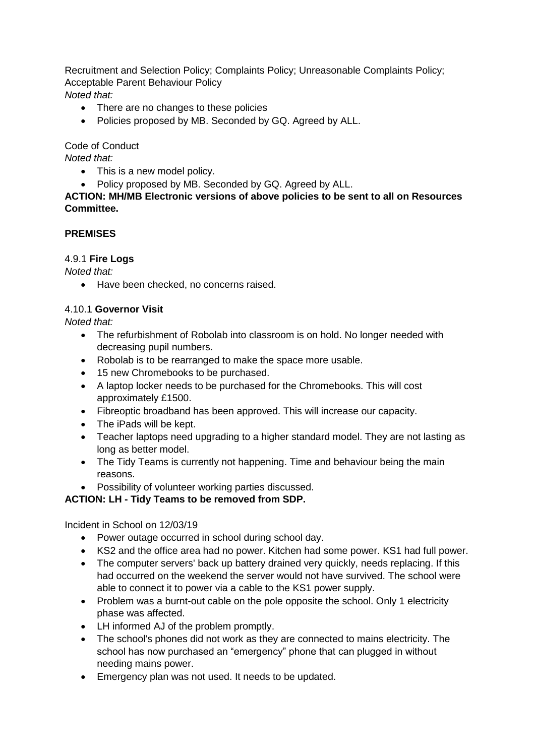Recruitment and Selection Policy; Complaints Policy; Unreasonable Complaints Policy; Acceptable Parent Behaviour Policy

*Noted that:*

- There are no changes to these policies
- Policies proposed by MB. Seconded by GQ. Agreed by ALL.

Code of Conduct

*Noted that:*

- This is a new model policy.
- Policy proposed by MB. Seconded by GQ. Agreed by ALL.

**ACTION: MH/MB Electronic versions of above policies to be sent to all on Resources Committee.**

**PREMISES**

4.9.1 **Fire Logs**

*Noted that:*

- Have been checked, no concerns raised.

4.10.1 **Governor Visit**

*Noted that:*

- The refurbishment of Robolab into classroom is on hold. No longer needed with decreasing pupil numbers.
- Robolab is to be rearranged to make the space more usable.
- 15 new Chromebooks to be purchased.
- A laptop locker needs to be purchased for the Chromebooks. This will cost approximately £1500.
- Fibreoptic broadband has been approved. This will increase our capacity.
- The iPads will be kept.
- Teacher laptops need upgrading to a higher standard model. They are not lasting as long as better model.
- The Tidy Teams is currently not happening. Time and behaviour being the main reasons.
- Possibility of volunteer working parties discussed.

**ACTION: LH - Tidy Teams to be removed from SDP.**

Incident in School on 12/03/19

- Power outage occurred in school during school day.
- KS2 and the office area had no power. Kitchen had some power. KS1 had full power.
- The computer servers' back up battery drained very quickly, needs replacing. If this had occurred on the weekend the server would not have survived. The school were able to connect it to power via a cable to the KS1 power supply.
- Problem was a burnt-out cable on the pole opposite the school. Only 1 electricity phase was affected.
- LH informed AJ of the problem promptly.
- The school's phones did not work as they are connected to mains electricity. The school has now purchased an "emergency" phone that can plugged in without needing mains power.
- Emergency plan was not used. It needs to be updated.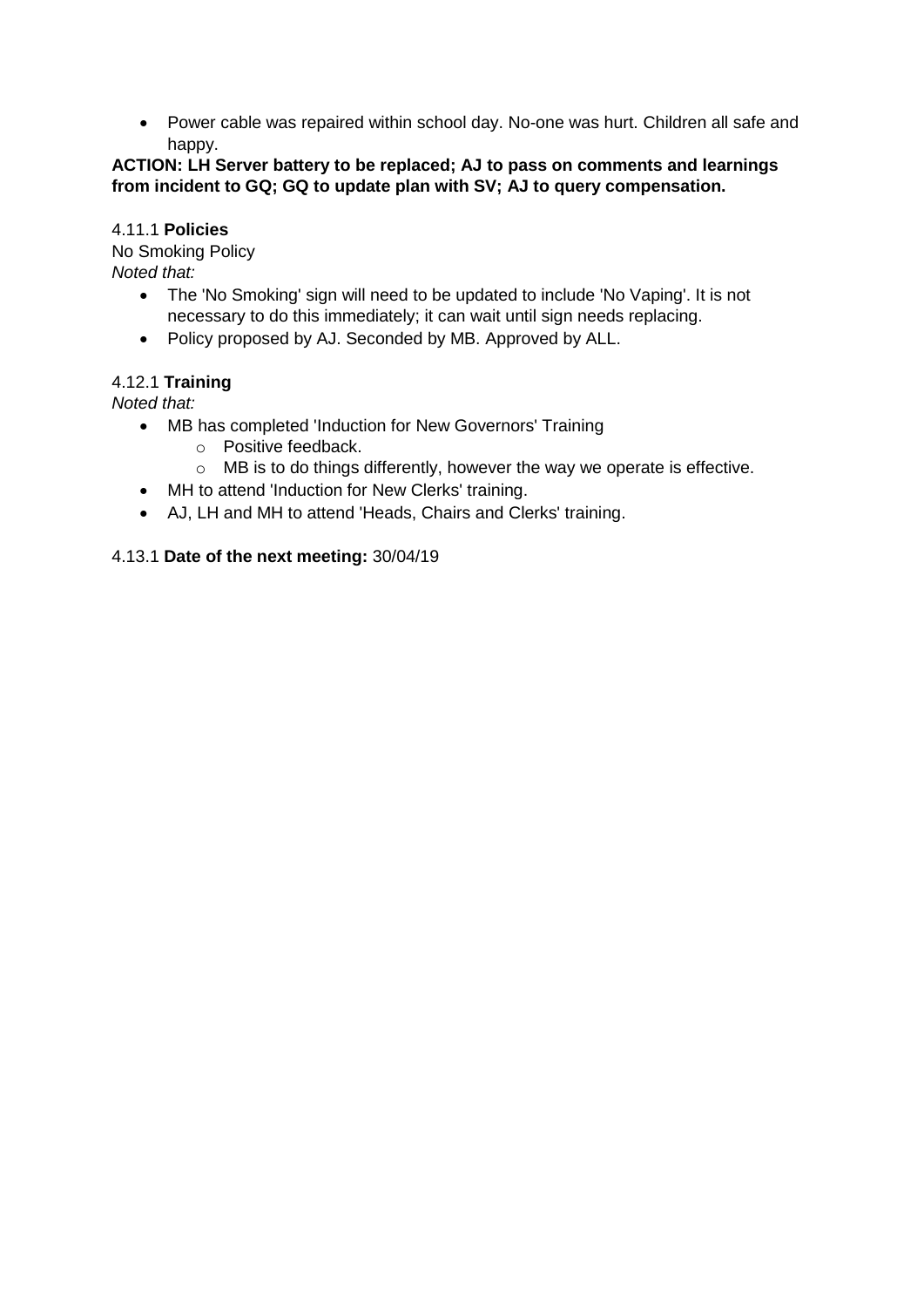- Power cable was repaired within school day. No-one was hurt. Children all safe and happy.

**ACTION: LH Server battery to be replaced; AJ to pass on comments and learnings from incident to GQ; GQ to update plan with SV; AJ to query compensation.**

4.11.1 **Policies**

No Smoking Policy

*Noted that:*

- The 'No Smoking' sign will need to be updated to include 'No Vaping'. It is not necessary to do this immediately; it can wait until sign needs replacing.
- Policy proposed by AJ. Seconded by MB. Approved by ALL.

4.12.1 **Training**

*Noted that:*

- MB has completed 'Induction for New Governors' Training
  - Positive feedback.
  - MB is to do things differently, however the way we operate is effective.
- MH to attend 'Induction for New Clerks' training.
- AJ, LH and MH to attend 'Heads, Chairs and Clerks' training.

4.13.1 **Date of the next meeting:** 30/04/19